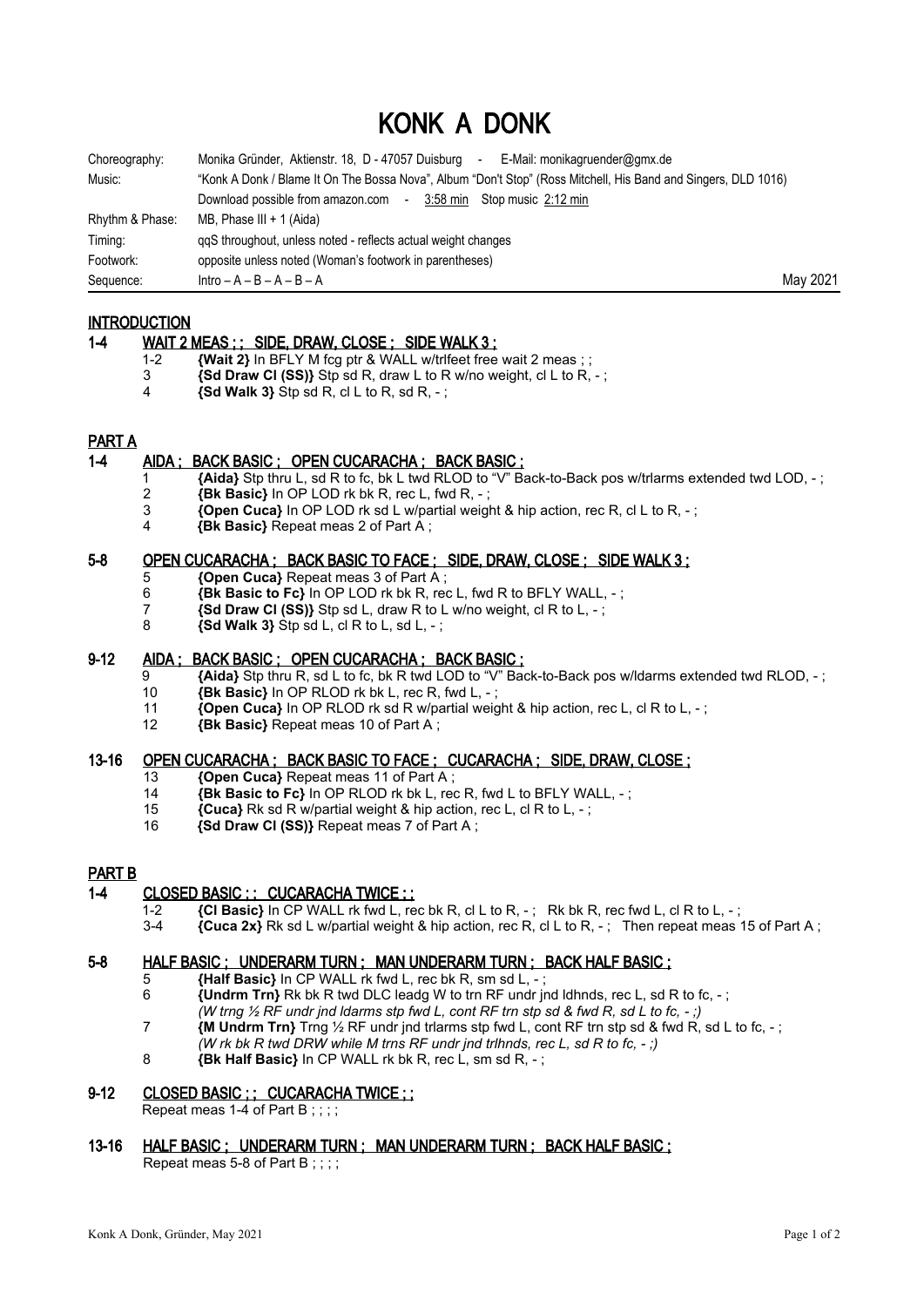# KONK A DONK

| | | |
|---|---|---|
| Choreography: | Monika Gründer, Aktienstr. 18, D - 47057 Duisburg - E-Mail: monikagruender@gmx.de | |
| Music: | "Konk A Donk / Blame It On The Bossa Nova", Album "Don't Stop" (Ross Mitchell, His Band and Singers, DLD 1016) | |
| | Download possible from amazon.com - 3:58 min Stop music 2:12 min | |
| Rhythm & Phase: | MB, Phase III + 1 (Aida) | |
| Timing: | qqS throughout, unless noted - reflects actual weight changes | |
| Footwork: | opposite unless noted (Woman's footwork in parentheses) | |
| Sequence: | Intro – A – B – A – B – A | May 2021 |

## INTRODUCTION

### 1-4 WAIT 2 MEAS ; ; SIDE, DRAW, CLOSE ; SIDE WALK 3 ;

- 1-2 **{Wait 2}** In BFLY M fcg ptr & WALL w/trlfeet free wait 2 meas ; ;
- 3 **{Sd Draw Cl (SS)}** Stp sd R, draw L to R w/no weight, cl L to R, - ;
- 4 **{Sd Walk 3}** Stp sd R, cl L to R, sd R, - ;

## PART A

### 1-4 AIDA ; BACK BASIC ; OPEN CUCARACHA ; BACK BASIC ;

- 1 **{Aida}** Stp thru L, sd R to fc, bk L twd RLOD to "V" Back-to-Back pos w/trlarms extended twd LOD, - ;
- 2 **{Bk Basic}** In OP LOD rk bk R, rec L, fwd R, - ;
- 3 **{Open Cuca}** In OP LOD rk sd L w/partial weight & hip action, rec R, cl L to R, - ;
- 4 **{Bk Basic}** Repeat meas 2 of Part A ;

### 5-8 OPEN CUCARACHA ; BACK BASIC TO FACE ; SIDE, DRAW, CLOSE ; SIDE WALK 3 ;

- 5 **{Open Cuca}** Repeat meas 3 of Part A ;
- 6 **{Bk Basic to Fc}** In OP LOD rk bk R, rec L, fwd R to BFLY WALL, - ;
- 7 **{Sd Draw Cl (SS)}** Stp sd L, draw R to L w/no weight, cl R to L, - ;
- 8 **{Sd Walk 3}** Stp sd L, cl R to L, sd L, - ;

### 9-12 AIDA ; BACK BASIC ; OPEN CUCARACHA ; BACK BASIC ;

- 9 **{Aida}** Stp thru R, sd L to fc, bk R twd LOD to "V" Back-to-Back pos w/ldarms extended twd RLOD, - ;
- 10 **{Bk Basic}** In OP RLOD rk bk L, rec R, fwd L, - ;
- 11 **{Open Cuca}** In OP RLOD rk sd R w/partial weight & hip action, rec L, cl R to L, - ;
- 12 **{Bk Basic}** Repeat meas 10 of Part A ;

### 13-16 OPEN CUCARACHA ; BACK BASIC TO FACE ; CUCARACHA ; SIDE, DRAW, CLOSE ;

- 13 **{Open Cuca}** Repeat meas 11 of Part A ;
- 14 **{Bk Basic to Fc}** In OP RLOD rk bk L, rec R, fwd L to BFLY WALL, - ;
- 15 **{Cuca}** Rk sd R w/partial weight & hip action, rec L, cl R to L, - ;
- 16 **{Sd Draw Cl (SS)}** Repeat meas 7 of Part A ;

## PART B

### 1-4 CLOSED BASIC ; ; CUCARACHA TWICE ; ;

- 1-2 **{Cl Basic}** In CP WALL rk fwd L, rec bk R, cl L to R, - ; Rk bk R, rec fwd L, cl R to L, - ;
- 3-4 **{Cuca 2x}** Rk sd L w/partial weight & hip action, rec R, cl L to R, - ; Then repeat meas 15 of Part A ;

### 5-8 HALF BASIC ; UNDERARM TURN ; MAN UNDERARM TURN ; BACK HALF BASIC ;

- 5 **{Half Basic}** In CP WALL rk fwd L, rec bk R, sm sd L, - ;
- 6 **{Undrm Trn}** Rk bk R twd DLC leadg W to trn RF undr jnd ldhnds, rec L, sd R to fc, - ;
  *(W trng ½ RF undr jnd ldarms stp fwd L, cont RF trn stp sd & fwd R, sd L to fc, - ;)*
- 7 **{M Undrm Trn}** Trng ½ RF undr jnd trlarms stp fwd L, cont RF trn stp sd & fwd R, sd L to fc, - ;
  *(W rk bk R twd DRW while M trns RF undr jnd trlhnds, rec L, sd R to fc, - ;)*
- 8 **{Bk Half Basic}** In CP WALL rk bk R, rec L, sm sd R, - ;

### 9-12 CLOSED BASIC ; ; CUCARACHA TWICE ; ;

Repeat meas 1-4 of Part B ; ; ; ;

### 13-16 HALF BASIC ; UNDERARM TURN ; MAN UNDERARM TURN ; BACK HALF BASIC ;

Repeat meas 5-8 of Part B ; ; ; ;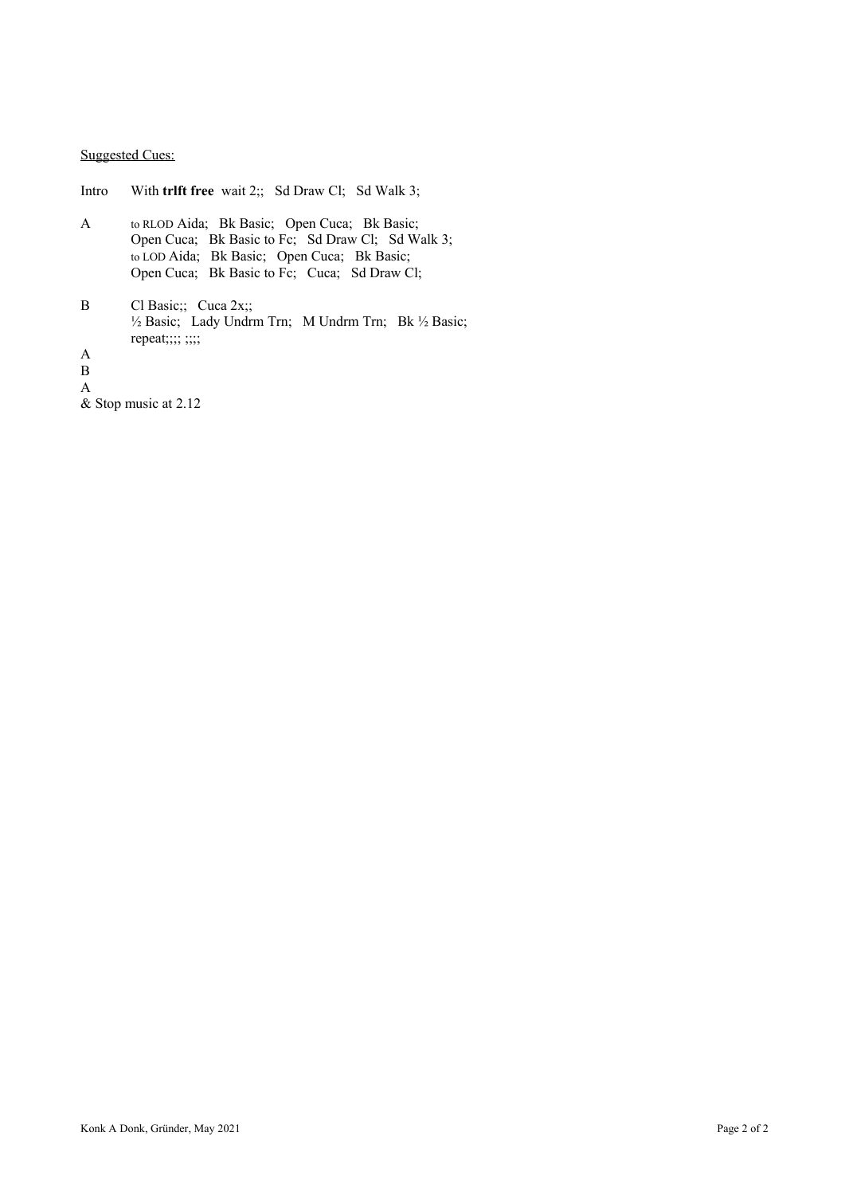<u>Suggested Cues:</u>

| | |
|---|---|
| Intro | With **trlft free** wait 2;; Sd Draw Cl; Sd Walk 3; |
| A | to RLOD Aida; Bk Basic; Open Cuca; Bk Basic;<br>Open Cuca; Bk Basic to Fc; Sd Draw Cl; Sd Walk 3;<br>to LOD Aida; Bk Basic; Open Cuca; Bk Basic;<br>Open Cuca; Bk Basic to Fc; Cuca; Sd Draw Cl; |
| B | Cl Basic;; Cuca 2x;;<br>½ Basic; Lady Undrm Trn; M Undrm Trn; Bk ½ Basic;<br>repeat;;;; ;;;; |
| A | |
| B | |
| A | |

& Stop music at 2.12

Konk A Donk, Gründer, May 2021